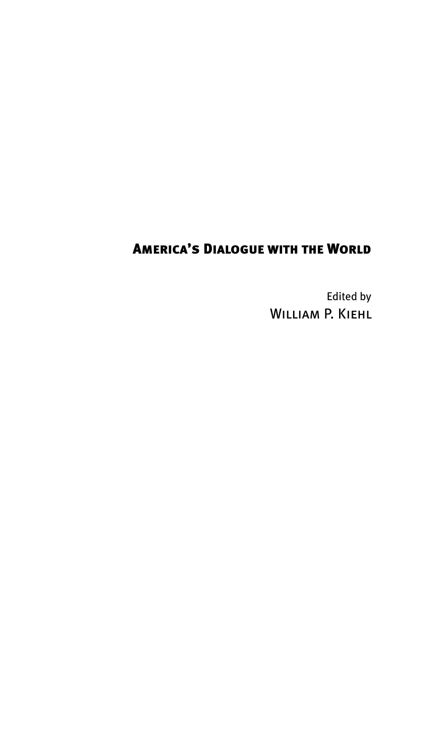# America's Dialogue with the World

Edited by
William P. Kiehl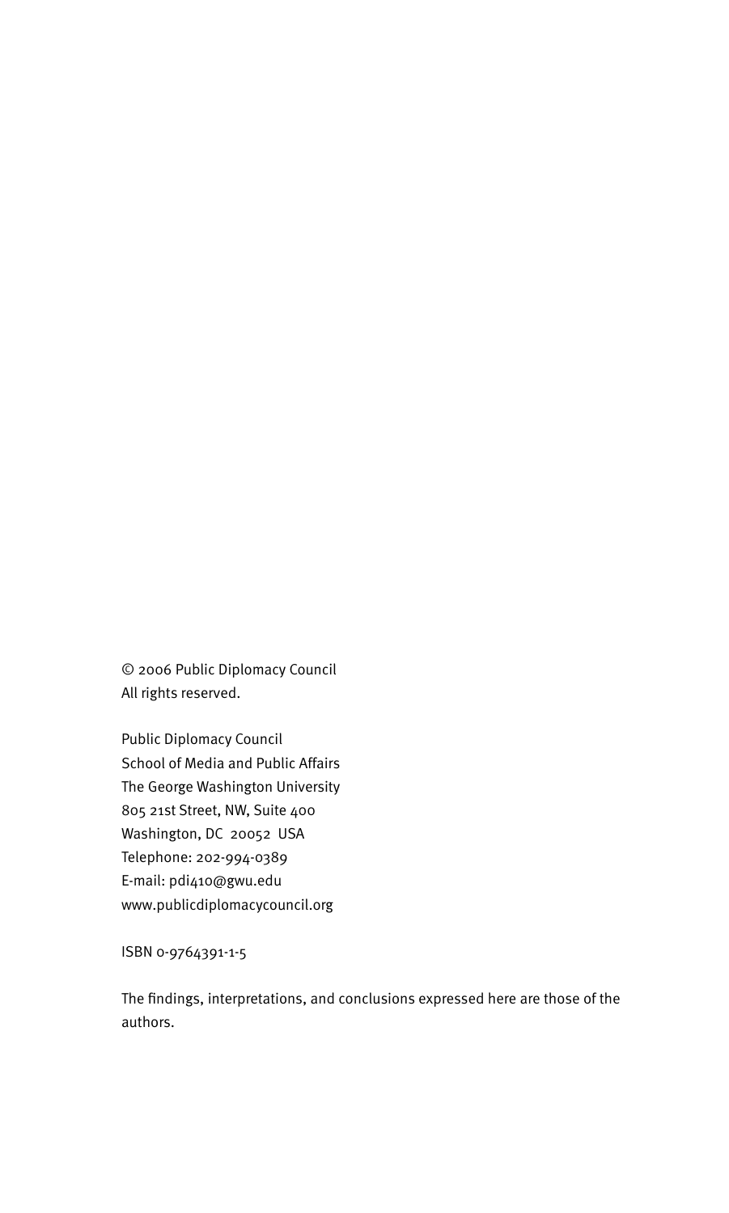© 2006 Public Diplomacy Council
All rights reserved.

Public Diplomacy Council
School of Media and Public Affairs
The George Washington University
805 21st Street, NW, Suite 400
Washington, DC 20052 USA
Telephone: 202-994-0389
E-mail: pdi410@gwu.edu
www.publicdiplomacycouncil.org

ISBN 0-9764391-1-5

The findings, interpretations, and conclusions expressed here are those of the authors.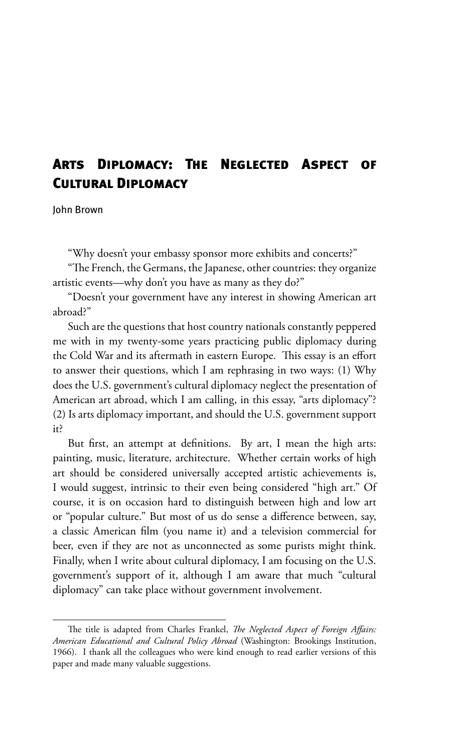# Arts Diplomacy: The Neglected Aspect of Cultural Diplomacy

John Brown

"Why doesn't your embassy sponsor more exhibits and concerts?"

"The French, the Germans, the Japanese, other countries: they organize artistic events—why don't you have as many as they do?"

"Doesn't your government have any interest in showing American art abroad?"

Such are the questions that host country nationals constantly peppered me with in my twenty-some years practicing public diplomacy during the Cold War and its aftermath in eastern Europe. This essay is an effort to answer their questions, which I am rephrasing in two ways: (1) Why does the U.S. government's cultural diplomacy neglect the presentation of American art abroad, which I am calling, in this essay, "arts diplomacy"? (2) Is arts diplomacy important, and should the U.S. government support it?

But first, an attempt at definitions. By art, I mean the high arts: painting, music, literature, architecture. Whether certain works of high art should be considered universally accepted artistic achievements is, I would suggest, intrinsic to their even being considered "high art." Of course, it is on occasion hard to distinguish between high and low art or "popular culture." But most of us do sense a difference between, say, a classic American film (you name it) and a television commercial for beer, even if they are not as unconnected as some purists might think. Finally, when I write about cultural diplomacy, I am focusing on the U.S. government's support of it, although I am aware that much "cultural diplomacy" can take place without government involvement.

---

The title is adapted from Charles Frankel, *The Neglected Aspect of Foreign Affairs: American Educational and Cultural Policy Abroad* (Washington: Brookings Institution, 1966). I thank all the colleagues who were kind enough to read earlier versions of this paper and made many valuable suggestions.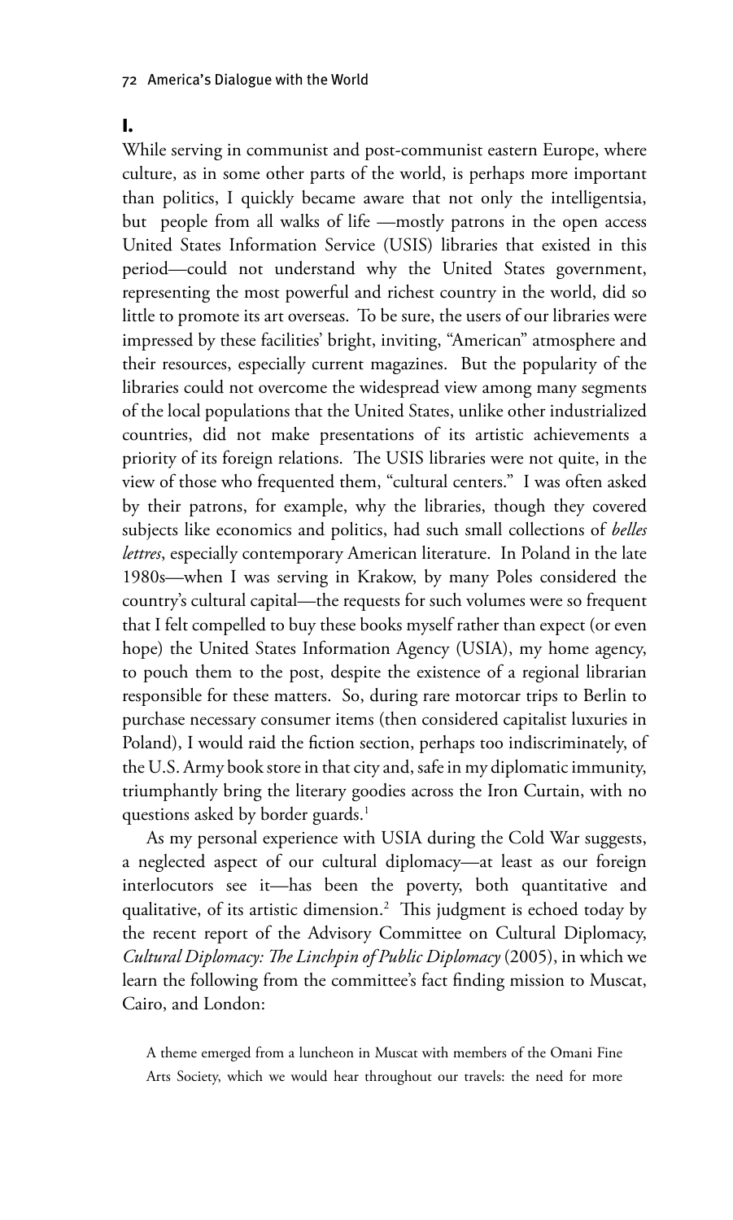## I.

While serving in communist and post-communist eastern Europe, where culture, as in some other parts of the world, is perhaps more important than politics, I quickly became aware that not only the intelligentsia, but people from all walks of life —mostly patrons in the open access United States Information Service (USIS) libraries that existed in this period—could not understand why the United States government, representing the most powerful and richest country in the world, did so little to promote its art overseas. To be sure, the users of our libraries were impressed by these facilities' bright, inviting, "American" atmosphere and their resources, especially current magazines. But the popularity of the libraries could not overcome the widespread view among many segments of the local populations that the United States, unlike other industrialized countries, did not make presentations of its artistic achievements a priority of its foreign relations. The USIS libraries were not quite, in the view of those who frequented them, "cultural centers." I was often asked by their patrons, for example, why the libraries, though they covered subjects like economics and politics, had such small collections of *belles lettres*, especially contemporary American literature. In Poland in the late 1980s—when I was serving in Krakow, by many Poles considered the country's cultural capital—the requests for such volumes were so frequent that I felt compelled to buy these books myself rather than expect (or even hope) the United States Information Agency (USIA), my home agency, to pouch them to the post, despite the existence of a regional librarian responsible for these matters. So, during rare motorcar trips to Berlin to purchase necessary consumer items (then considered capitalist luxuries in Poland), I would raid the fiction section, perhaps too indiscriminately, of the U.S. Army book store in that city and, safe in my diplomatic immunity, triumphantly bring the literary goodies across the Iron Curtain, with no questions asked by border guards.[1]

As my personal experience with USIA during the Cold War suggests, a neglected aspect of our cultural diplomacy—at least as our foreign interlocutors see it—has been the poverty, both quantitative and qualitative, of its artistic dimension.[2] This judgment is echoed today by the recent report of the Advisory Committee on Cultural Diplomacy, *Cultural Diplomacy: The Linchpin of Public Diplomacy* (2005), in which we learn the following from the committee's fact finding mission to Muscat, Cairo, and London:

> A theme emerged from a luncheon in Muscat with members of the Omani Fine Arts Society, which we would hear throughout our travels: the need for more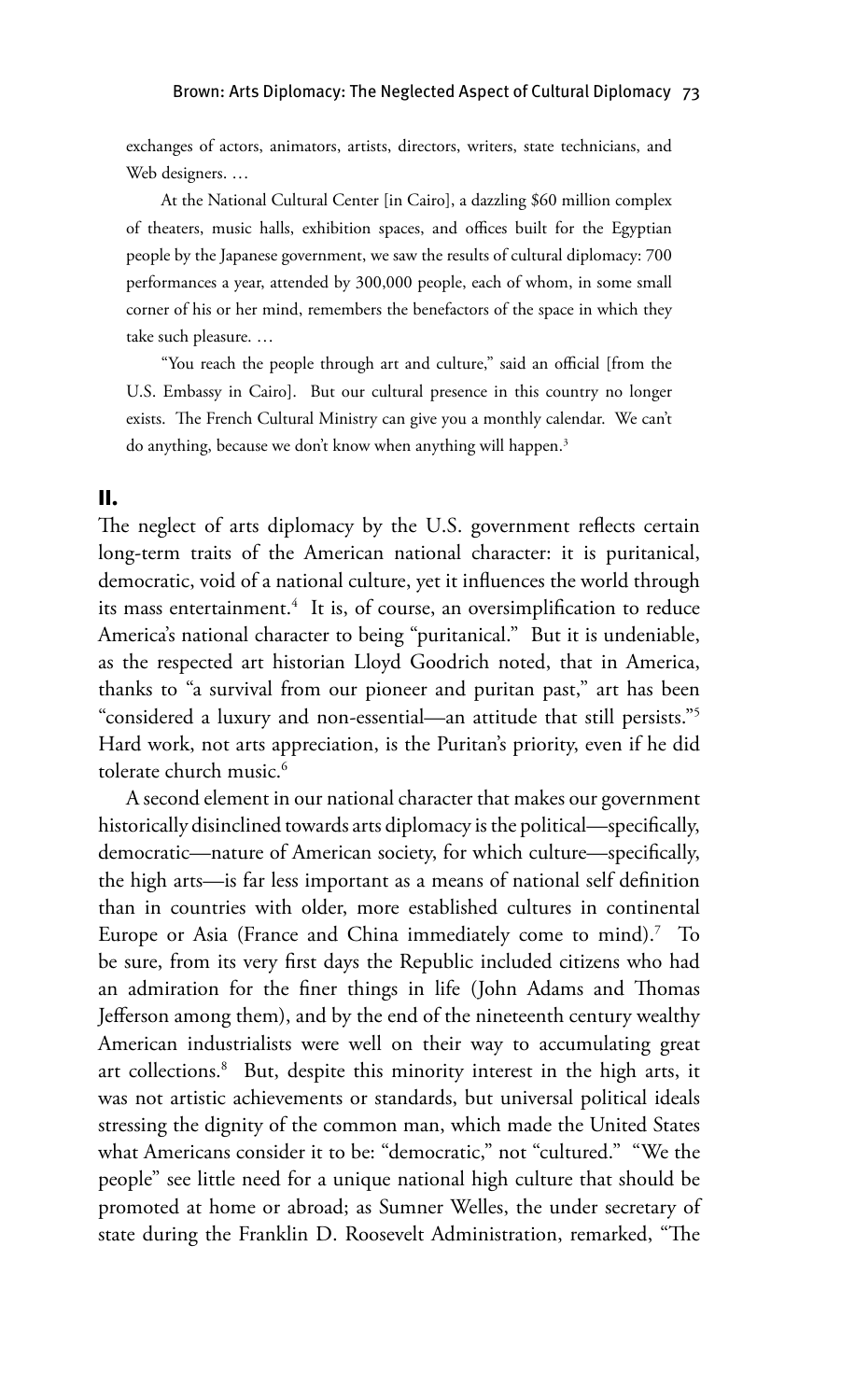exchanges of actors, animators, artists, directors, writers, state technicians, and Web designers. …

At the National Cultural Center [in Cairo], a dazzling $60 million complex of theaters, music halls, exhibition spaces, and offices built for the Egyptian people by the Japanese government, we saw the results of cultural diplomacy: 700 performances a year, attended by 300,000 people, each of whom, in some small corner of his or her mind, remembers the benefactors of the space in which they take such pleasure. …

"You reach the people through art and culture," said an official [from the U.S. Embassy in Cairo]. But our cultural presence in this country no longer exists. The French Cultural Ministry can give you a monthly calendar. We can't do anything, because we don't know when anything will happen.[3]

## II.

The neglect of arts diplomacy by the U.S. government reflects certain long-term traits of the American national character: it is puritanical, democratic, void of a national culture, yet it influences the world through its mass entertainment.[4] It is, of course, an oversimplification to reduce America's national character to being "puritanical." But it is undeniable, as the respected art historian Lloyd Goodrich noted, that in America, thanks to "a survival from our pioneer and puritan past," art has been "considered a luxury and non-essential—an attitude that still persists."[5] Hard work, not arts appreciation, is the Puritan's priority, even if he did tolerate church music.[6]

A second element in our national character that makes our government historically disinclined towards arts diplomacy is the political—specifically, democratic—nature of American society, for which culture—specifically, the high arts—is far less important as a means of national self definition than in countries with older, more established cultures in continental Europe or Asia (France and China immediately come to mind).[7] To be sure, from its very first days the Republic included citizens who had an admiration for the finer things in life (John Adams and Thomas Jefferson among them), and by the end of the nineteenth century wealthy American industrialists were well on their way to accumulating great art collections.[8] But, despite this minority interest in the high arts, it was not artistic achievements or standards, but universal political ideals stressing the dignity of the common man, which made the United States what Americans consider it to be: "democratic," not "cultured." "We the people" see little need for a unique national high culture that should be promoted at home or abroad; as Sumner Welles, the under secretary of state during the Franklin D. Roosevelt Administration, remarked, "The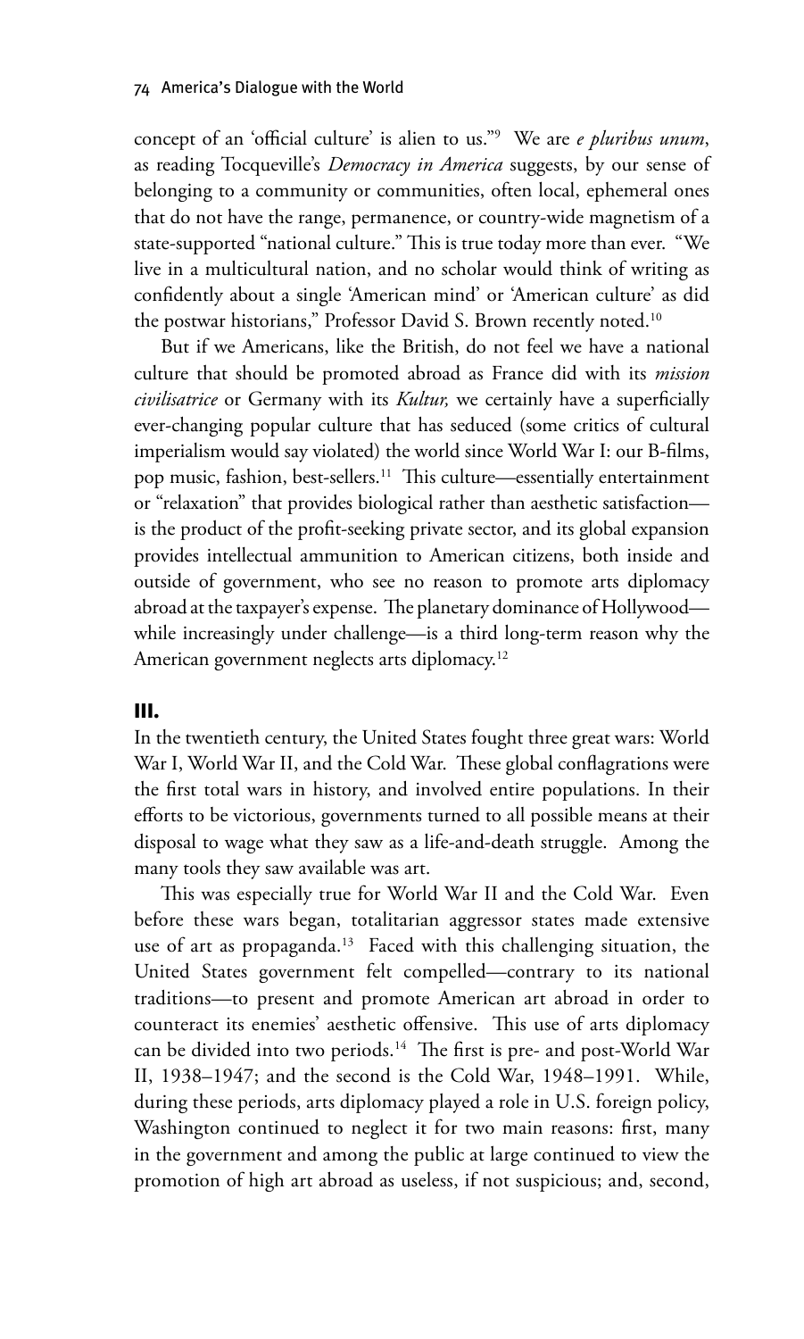concept of an 'official culture' is alien to us."[9] We are *e pluribus unum*, as reading Tocqueville's *Democracy in America* suggests, by our sense of belonging to a community or communities, often local, ephemeral ones that do not have the range, permanence, or country-wide magnetism of a state-supported "national culture." This is true today more than ever. "We live in a multicultural nation, and no scholar would think of writing as confidently about a single 'American mind' or 'American culture' as did the postwar historians," Professor David S. Brown recently noted.[10]

But if we Americans, like the British, do not feel we have a national culture that should be promoted abroad as France did with its *mission civilisatrice* or Germany with its *Kultur,* we certainly have a superficially ever-changing popular culture that has seduced (some critics of cultural imperialism would say violated) the world since World War I: our B-films, pop music, fashion, best-sellers.[11] This culture—essentially entertainment or "relaxation" that provides biological rather than aesthetic satisfaction—is the product of the profit-seeking private sector, and its global expansion provides intellectual ammunition to American citizens, both inside and outside of government, who see no reason to promote arts diplomacy abroad at the taxpayer's expense. The planetary dominance of Hollywood—while increasingly under challenge—is a third long-term reason why the American government neglects arts diplomacy.[12]

## III.

In the twentieth century, the United States fought three great wars: World War I, World War II, and the Cold War. These global conflagrations were the first total wars in history, and involved entire populations. In their efforts to be victorious, governments turned to all possible means at their disposal to wage what they saw as a life-and-death struggle. Among the many tools they saw available was art.

This was especially true for World War II and the Cold War. Even before these wars began, totalitarian aggressor states made extensive use of art as propaganda.[13] Faced with this challenging situation, the United States government felt compelled—contrary to its national traditions—to present and promote American art abroad in order to counteract its enemies' aesthetic offensive. This use of arts diplomacy can be divided into two periods.[14] The first is pre- and post-World War II, 1938–1947; and the second is the Cold War, 1948–1991. While, during these periods, arts diplomacy played a role in U.S. foreign policy, Washington continued to neglect it for two main reasons: first, many in the government and among the public at large continued to view the promotion of high art abroad as useless, if not suspicious; and, second,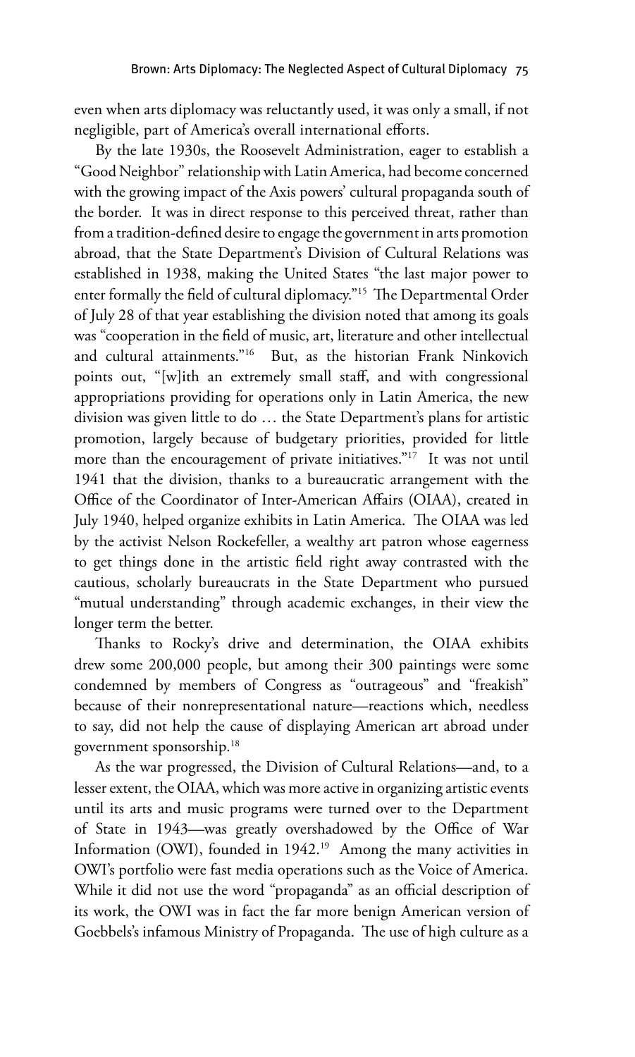even when arts diplomacy was reluctantly used, it was only a small, if not negligible, part of America's overall international efforts.

By the late 1930s, the Roosevelt Administration, eager to establish a "Good Neighbor" relationship with Latin America, had become concerned with the growing impact of the Axis powers' cultural propaganda south of the border. It was in direct response to this perceived threat, rather than from a tradition-defined desire to engage the government in arts promotion abroad, that the State Department's Division of Cultural Relations was established in 1938, making the United States "the last major power to enter formally the field of cultural diplomacy."[15] The Departmental Order of July 28 of that year establishing the division noted that among its goals was "cooperation in the field of music, art, literature and other intellectual and cultural attainments."[16] But, as the historian Frank Ninkovich points out, "[w]ith an extremely small staff, and with congressional appropriations providing for operations only in Latin America, the new division was given little to do … the State Department's plans for artistic promotion, largely because of budgetary priorities, provided for little more than the encouragement of private initiatives."[17] It was not until 1941 that the division, thanks to a bureaucratic arrangement with the Office of the Coordinator of Inter-American Affairs (OIAA), created in July 1940, helped organize exhibits in Latin America. The OIAA was led by the activist Nelson Rockefeller, a wealthy art patron whose eagerness to get things done in the artistic field right away contrasted with the cautious, scholarly bureaucrats in the State Department who pursued "mutual understanding" through academic exchanges, in their view the longer term the better.

Thanks to Rocky's drive and determination, the OIAA exhibits drew some 200,000 people, but among their 300 paintings were some condemned by members of Congress as "outrageous" and "freakish" because of their nonrepresentational nature—reactions which, needless to say, did not help the cause of displaying American art abroad under government sponsorship.[18]

As the war progressed, the Division of Cultural Relations—and, to a lesser extent, the OIAA, which was more active in organizing artistic events until its arts and music programs were turned over to the Department of State in 1943—was greatly overshadowed by the Office of War Information (OWI), founded in 1942.[19] Among the many activities in OWI's portfolio were fast media operations such as the Voice of America. While it did not use the word "propaganda" as an official description of its work, the OWI was in fact the far more benign American version of Goebbels's infamous Ministry of Propaganda. The use of high culture as a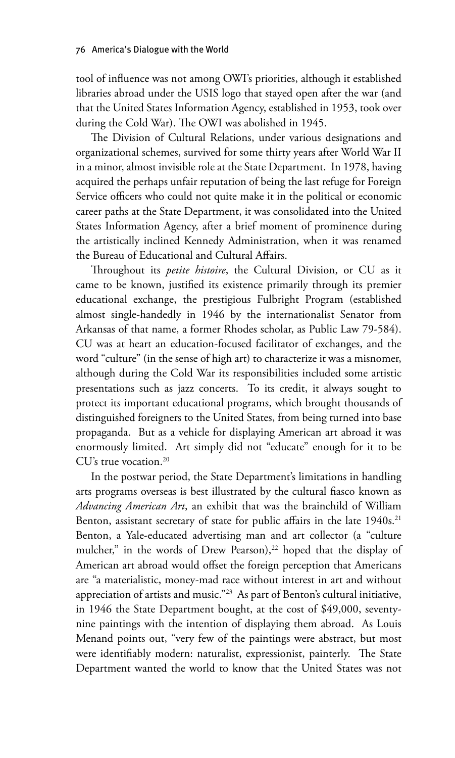tool of influence was not among OWI's priorities, although it established libraries abroad under the USIS logo that stayed open after the war (and that the United States Information Agency, established in 1953, took over during the Cold War). The OWI was abolished in 1945.

The Division of Cultural Relations, under various designations and organizational schemes, survived for some thirty years after World War II in a minor, almost invisible role at the State Department. In 1978, having acquired the perhaps unfair reputation of being the last refuge for Foreign Service officers who could not quite make it in the political or economic career paths at the State Department, it was consolidated into the United States Information Agency, after a brief moment of prominence during the artistically inclined Kennedy Administration, when it was renamed the Bureau of Educational and Cultural Affairs.

Throughout its *petite histoire*, the Cultural Division, or CU as it came to be known, justified its existence primarily through its premier educational exchange, the prestigious Fulbright Program (established almost single-handedly in 1946 by the internationalist Senator from Arkansas of that name, a former Rhodes scholar, as Public Law 79-584). CU was at heart an education-focused facilitator of exchanges, and the word "culture" (in the sense of high art) to characterize it was a misnomer, although during the Cold War its responsibilities included some artistic presentations such as jazz concerts. To its credit, it always sought to protect its important educational programs, which brought thousands of distinguished foreigners to the United States, from being turned into base propaganda. But as a vehicle for displaying American art abroad it was enormously limited. Art simply did not "educate" enough for it to be CU's true vocation.[20]

In the postwar period, the State Department's limitations in handling arts programs overseas is best illustrated by the cultural fiasco known as *Advancing American Art*, an exhibit that was the brainchild of William Benton, assistant secretary of state for public affairs in the late 1940s.[21] Benton, a Yale-educated advertising man and art collector (a "culture mulcher," in the words of Drew Pearson),[22] hoped that the display of American art abroad would offset the foreign perception that Americans are "a materialistic, money-mad race without interest in art and without appreciation of artists and music."[23] As part of Benton's cultural initiative, in 1946 the State Department bought, at the cost of $49,000, seventy-nine paintings with the intention of displaying them abroad. As Louis Menand points out, "very few of the paintings were abstract, but most were identifiably modern: naturalist, expressionist, painterly. The State Department wanted the world to know that the United States was not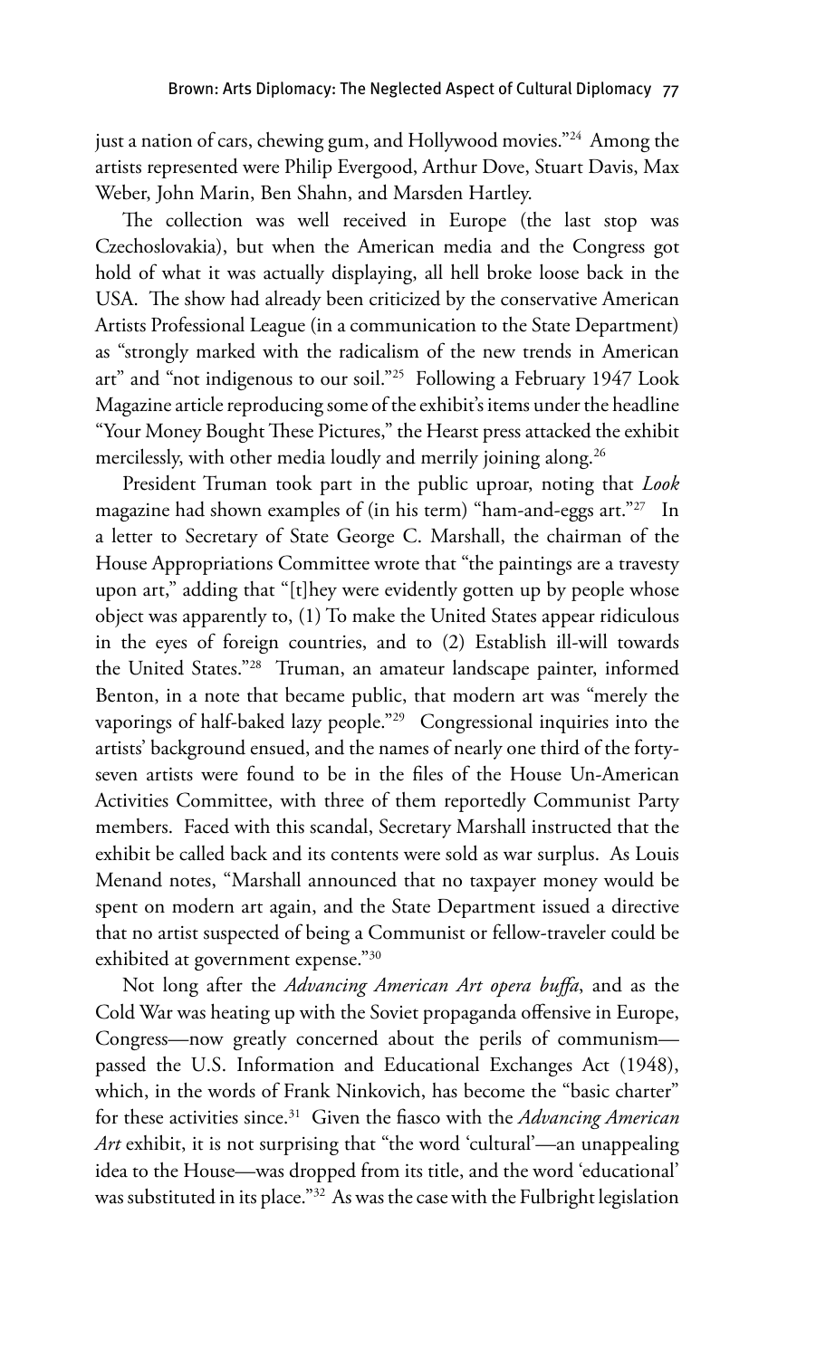just a nation of cars, chewing gum, and Hollywood movies."[24] Among the artists represented were Philip Evergood, Arthur Dove, Stuart Davis, Max Weber, John Marin, Ben Shahn, and Marsden Hartley.

The collection was well received in Europe (the last stop was Czechoslovakia), but when the American media and the Congress got hold of what it was actually displaying, all hell broke loose back in the USA. The show had already been criticized by the conservative American Artists Professional League (in a communication to the State Department) as "strongly marked with the radicalism of the new trends in American art" and "not indigenous to our soil."[25] Following a February 1947 Look Magazine article reproducing some of the exhibit's items under the headline "Your Money Bought These Pictures," the Hearst press attacked the exhibit mercilessly, with other media loudly and merrily joining along.[26]

President Truman took part in the public uproar, noting that *Look* magazine had shown examples of (in his term) "ham-and-eggs art."[27] In a letter to Secretary of State George C. Marshall, the chairman of the House Appropriations Committee wrote that "the paintings are a travesty upon art," adding that "[t]hey were evidently gotten up by people whose object was apparently to, (1) To make the United States appear ridiculous in the eyes of foreign countries, and to (2) Establish ill-will towards the United States."[28] Truman, an amateur landscape painter, informed Benton, in a note that became public, that modern art was "merely the vaporings of half-baked lazy people."[29] Congressional inquiries into the artists' background ensued, and the names of nearly one third of the forty-seven artists were found to be in the files of the House Un-American Activities Committee, with three of them reportedly Communist Party members. Faced with this scandal, Secretary Marshall instructed that the exhibit be called back and its contents were sold as war surplus. As Louis Menand notes, "Marshall announced that no taxpayer money would be spent on modern art again, and the State Department issued a directive that no artist suspected of being a Communist or fellow-traveler could be exhibited at government expense."[30]

Not long after the *Advancing American Art opera buffa*, and as the Cold War was heating up with the Soviet propaganda offensive in Europe, Congress—now greatly concerned about the perils of communism—passed the U.S. Information and Educational Exchanges Act (1948), which, in the words of Frank Ninkovich, has become the "basic charter" for these activities since.[31] Given the fiasco with the *Advancing American Art* exhibit, it is not surprising that "the word 'cultural'—an unappealing idea to the House—was dropped from its title, and the word 'educational' was substituted in its place."[32] As was the case with the Fulbright legislation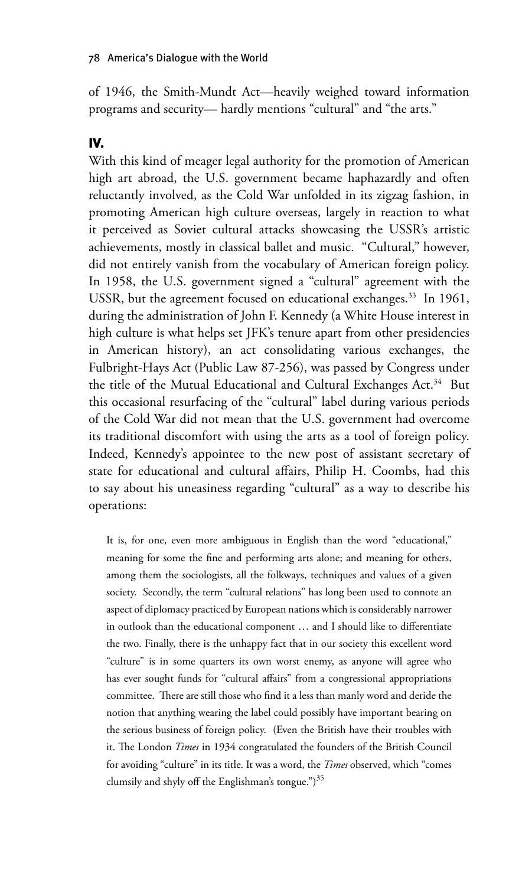of 1946, the Smith-Mundt Act—heavily weighed toward information programs and security— hardly mentions "cultural" and "the arts."

## IV.

With this kind of meager legal authority for the promotion of American high art abroad, the U.S. government became haphazardly and often reluctantly involved, as the Cold War unfolded in its zigzag fashion, in promoting American high culture overseas, largely in reaction to what it perceived as Soviet cultural attacks showcasing the USSR's artistic achievements, mostly in classical ballet and music. "Cultural," however, did not entirely vanish from the vocabulary of American foreign policy. In 1958, the U.S. government signed a "cultural" agreement with the USSR, but the agreement focused on educational exchanges.[33] In 1961, during the administration of John F. Kennedy (a White House interest in high culture is what helps set JFK's tenure apart from other presidencies in American history), an act consolidating various exchanges, the Fulbright-Hays Act (Public Law 87-256), was passed by Congress under the title of the Mutual Educational and Cultural Exchanges Act.[34] But this occasional resurfacing of the "cultural" label during various periods of the Cold War did not mean that the U.S. government had overcome its traditional discomfort with using the arts as a tool of foreign policy. Indeed, Kennedy's appointee to the new post of assistant secretary of state for educational and cultural affairs, Philip H. Coombs, had this to say about his uneasiness regarding "cultural" as a way to describe his operations:

> It is, for one, even more ambiguous in English than the word "educational," meaning for some the fine and performing arts alone; and meaning for others, among them the sociologists, all the folkways, techniques and values of a given society. Secondly, the term "cultural relations" has long been used to connote an aspect of diplomacy practiced by European nations which is considerably narrower in outlook than the educational component … and I should like to differentiate the two. Finally, there is the unhappy fact that in our society this excellent word "culture" is in some quarters its own worst enemy, as anyone will agree who has ever sought funds for "cultural affairs" from a congressional appropriations committee. There are still those who find it a less than manly word and deride the notion that anything wearing the label could possibly have important bearing on the serious business of foreign policy. (Even the British have their troubles with it. The London *Times* in 1934 congratulated the founders of the British Council for avoiding "culture" in its title. It was a word, the *Times* observed, which "comes clumsily and shyly off the Englishman's tongue.")[35]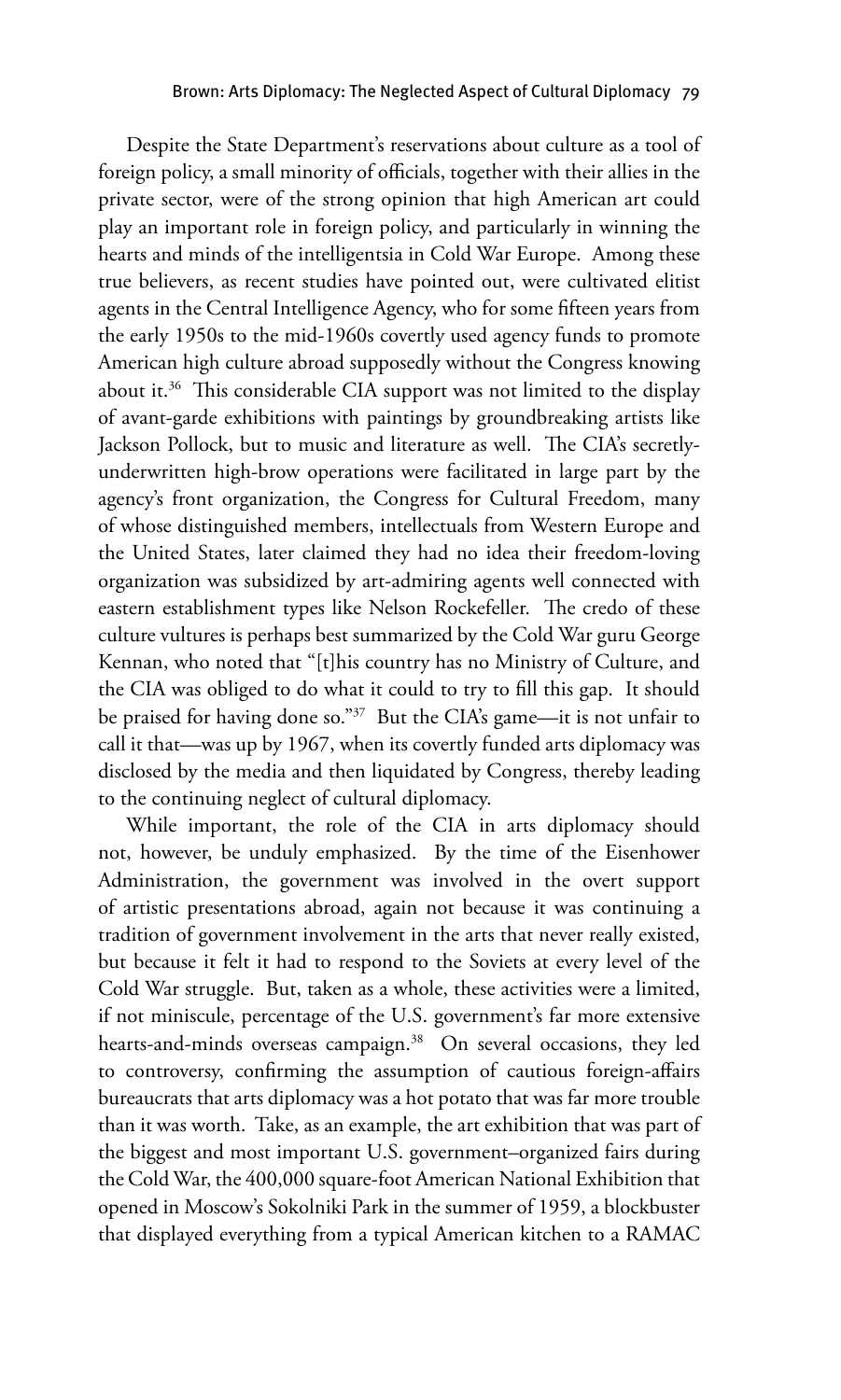Despite the State Department's reservations about culture as a tool of foreign policy, a small minority of officials, together with their allies in the private sector, were of the strong opinion that high American art could play an important role in foreign policy, and particularly in winning the hearts and minds of the intelligentsia in Cold War Europe. Among these true believers, as recent studies have pointed out, were cultivated elitist agents in the Central Intelligence Agency, who for some fifteen years from the early 1950s to the mid-1960s covertly used agency funds to promote American high culture abroad supposedly without the Congress knowing about it.[36] This considerable CIA support was not limited to the display of avant-garde exhibitions with paintings by groundbreaking artists like Jackson Pollock, but to music and literature as well. The CIA's secretly-underwritten high-brow operations were facilitated in large part by the agency's front organization, the Congress for Cultural Freedom, many of whose distinguished members, intellectuals from Western Europe and the United States, later claimed they had no idea their freedom-loving organization was subsidized by art-admiring agents well connected with eastern establishment types like Nelson Rockefeller. The credo of these culture vultures is perhaps best summarized by the Cold War guru George Kennan, who noted that "[t]his country has no Ministry of Culture, and the CIA was obliged to do what it could to try to fill this gap. It should be praised for having done so."[37] But the CIA's game—it is not unfair to call it that—was up by 1967, when its covertly funded arts diplomacy was disclosed by the media and then liquidated by Congress, thereby leading to the continuing neglect of cultural diplomacy.

While important, the role of the CIA in arts diplomacy should not, however, be unduly emphasized. By the time of the Eisenhower Administration, the government was involved in the overt support of artistic presentations abroad, again not because it was continuing a tradition of government involvement in the arts that never really existed, but because it felt it had to respond to the Soviets at every level of the Cold War struggle. But, taken as a whole, these activities were a limited, if not miniscule, percentage of the U.S. government's far more extensive hearts-and-minds overseas campaign.[38] On several occasions, they led to controversy, confirming the assumption of cautious foreign-affairs bureaucrats that arts diplomacy was a hot potato that was far more trouble than it was worth. Take, as an example, the art exhibition that was part of the biggest and most important U.S. government–organized fairs during the Cold War, the 400,000 square-foot American National Exhibition that opened in Moscow's Sokolniki Park in the summer of 1959, a blockbuster that displayed everything from a typical American kitchen to a RAMAC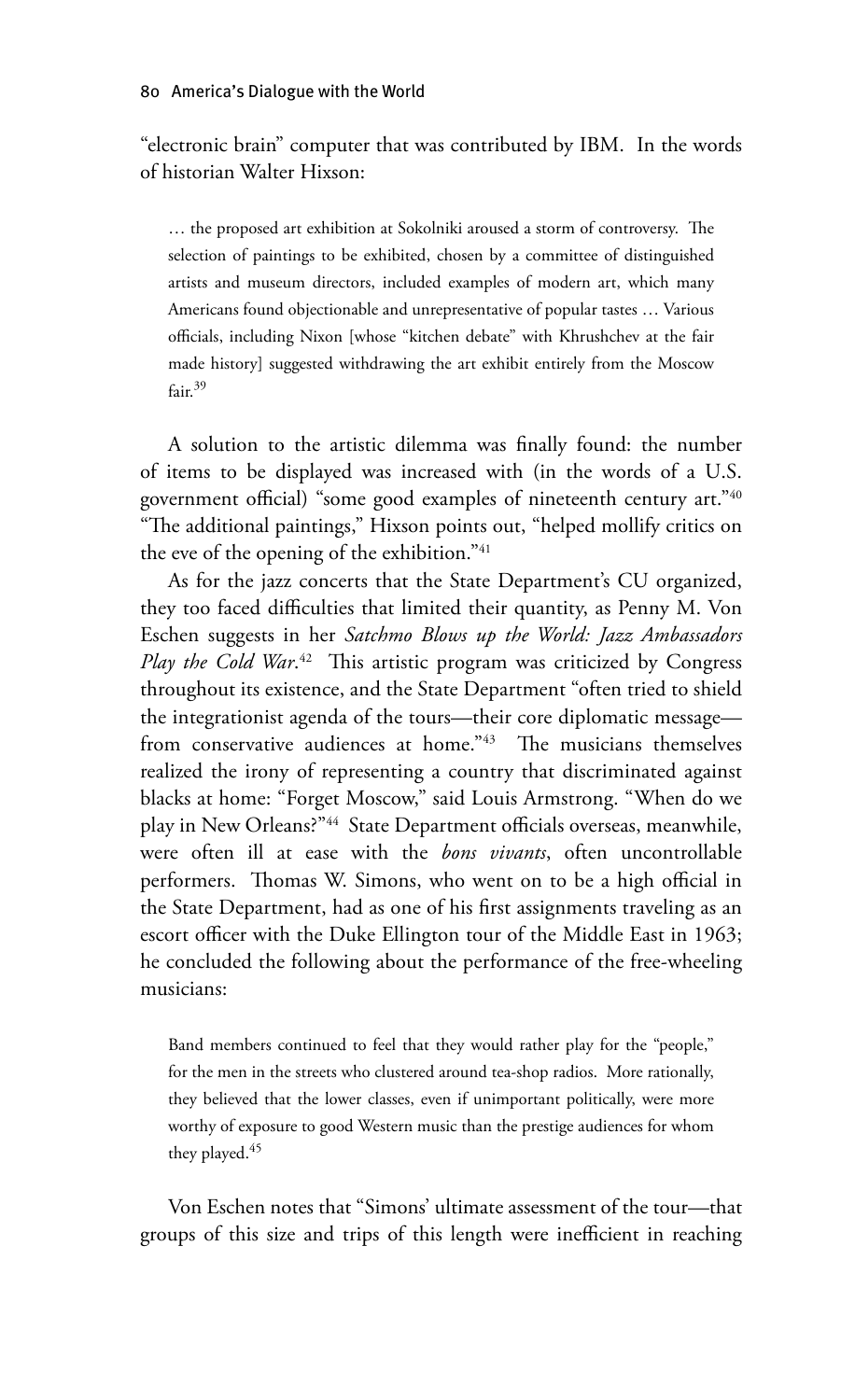"electronic brain" computer that was contributed by IBM. In the words of historian Walter Hixson:

> … the proposed art exhibition at Sokolniki aroused a storm of controversy. The selection of paintings to be exhibited, chosen by a committee of distinguished artists and museum directors, included examples of modern art, which many Americans found objectionable and unrepresentative of popular tastes … Various officials, including Nixon [whose "kitchen debate" with Khrushchev at the fair made history] suggested withdrawing the art exhibit entirely from the Moscow fair.[39]

A solution to the artistic dilemma was finally found: the number of items to be displayed was increased with (in the words of a U.S. government official) "some good examples of nineteenth century art."[40] "The additional paintings," Hixson points out, "helped mollify critics on the eve of the opening of the exhibition."[41]

As for the jazz concerts that the State Department's CU organized, they too faced difficulties that limited their quantity, as Penny M. Von Eschen suggests in her *Satchmo Blows up the World: Jazz Ambassadors Play the Cold War*.[42] This artistic program was criticized by Congress throughout its existence, and the State Department "often tried to shield the integrationist agenda of the tours—their core diplomatic message—from conservative audiences at home."[43] The musicians themselves realized the irony of representing a country that discriminated against blacks at home: "Forget Moscow," said Louis Armstrong. "When do we play in New Orleans?"[44] State Department officials overseas, meanwhile, were often ill at ease with the *bons vivants*, often uncontrollable performers. Thomas W. Simons, who went on to be a high official in the State Department, had as one of his first assignments traveling as an escort officer with the Duke Ellington tour of the Middle East in 1963; he concluded the following about the performance of the free-wheeling musicians:

> Band members continued to feel that they would rather play for the "people," for the men in the streets who clustered around tea-shop radios. More rationally, they believed that the lower classes, even if unimportant politically, were more worthy of exposure to good Western music than the prestige audiences for whom they played.[45]

Von Eschen notes that "Simons' ultimate assessment of the tour—that groups of this size and trips of this length were inefficient in reaching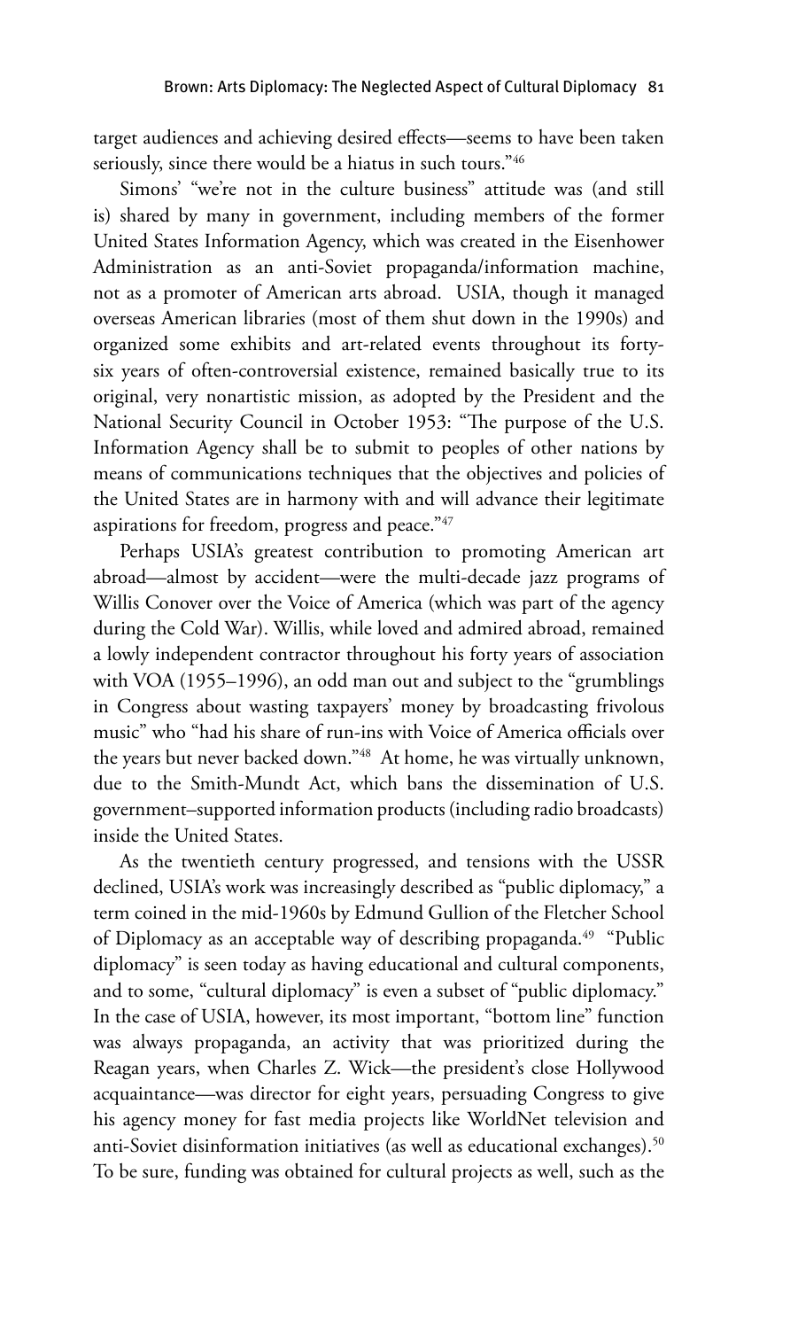target audiences and achieving desired effects—seems to have been taken seriously, since there would be a hiatus in such tours."[46]

Simons' "we're not in the culture business" attitude was (and still is) shared by many in government, including members of the former United States Information Agency, which was created in the Eisenhower Administration as an anti-Soviet propaganda/information machine, not as a promoter of American arts abroad. USIA, though it managed overseas American libraries (most of them shut down in the 1990s) and organized some exhibits and art-related events throughout its forty-six years of often-controversial existence, remained basically true to its original, very nonartistic mission, as adopted by the President and the National Security Council in October 1953: "The purpose of the U.S. Information Agency shall be to submit to peoples of other nations by means of communications techniques that the objectives and policies of the United States are in harmony with and will advance their legitimate aspirations for freedom, progress and peace."[47]

Perhaps USIA's greatest contribution to promoting American art abroad—almost by accident—were the multi-decade jazz programs of Willis Conover over the Voice of America (which was part of the agency during the Cold War). Willis, while loved and admired abroad, remained a lowly independent contractor throughout his forty years of association with VOA (1955–1996), an odd man out and subject to the "grumblings in Congress about wasting taxpayers' money by broadcasting frivolous music" who "had his share of run-ins with Voice of America officials over the years but never backed down."[48] At home, he was virtually unknown, due to the Smith-Mundt Act, which bans the dissemination of U.S. government–supported information products (including radio broadcasts) inside the United States.

As the twentieth century progressed, and tensions with the USSR declined, USIA's work was increasingly described as "public diplomacy," a term coined in the mid-1960s by Edmund Gullion of the Fletcher School of Diplomacy as an acceptable way of describing propaganda.[49] "Public diplomacy" is seen today as having educational and cultural components, and to some, "cultural diplomacy" is even a subset of "public diplomacy." In the case of USIA, however, its most important, "bottom line" function was always propaganda, an activity that was prioritized during the Reagan years, when Charles Z. Wick—the president's close Hollywood acquaintance—was director for eight years, persuading Congress to give his agency money for fast media projects like WorldNet television and anti-Soviet disinformation initiatives (as well as educational exchanges).[50] To be sure, funding was obtained for cultural projects as well, such as the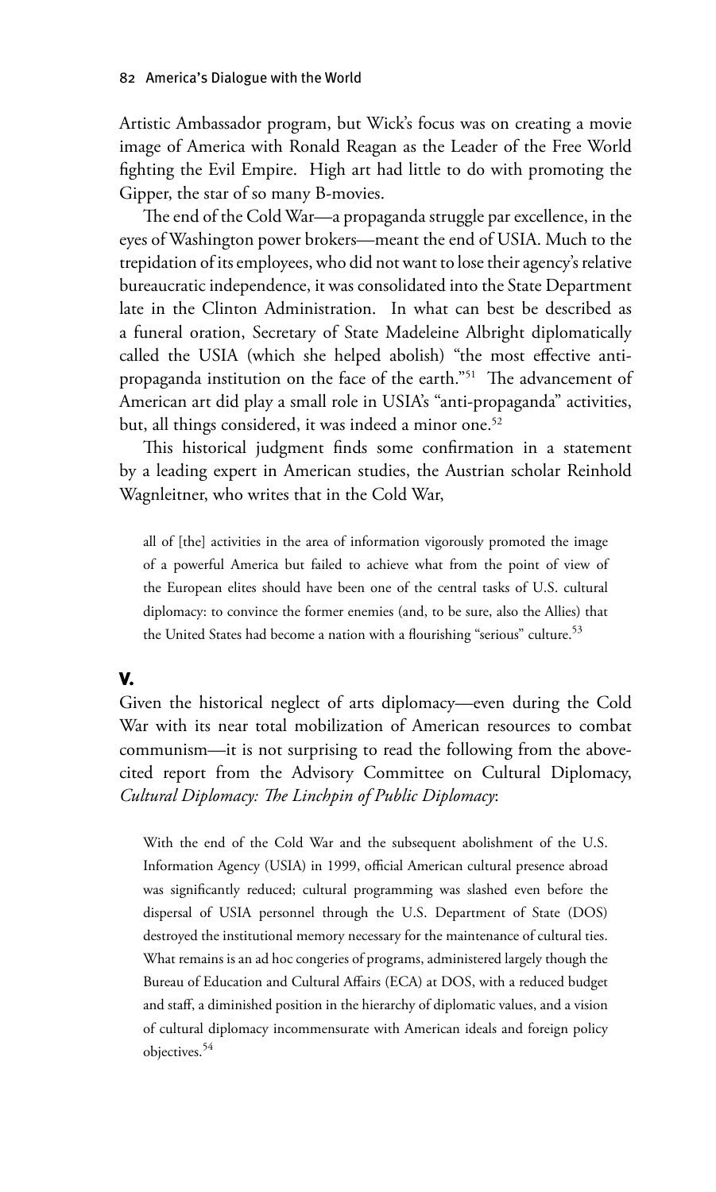Artistic Ambassador program, but Wick's focus was on creating a movie image of America with Ronald Reagan as the Leader of the Free World fighting the Evil Empire. High art had little to do with promoting the Gipper, the star of so many B-movies.

The end of the Cold War—a propaganda struggle par excellence, in the eyes of Washington power brokers—meant the end of USIA. Much to the trepidation of its employees, who did not want to lose their agency's relative bureaucratic independence, it was consolidated into the State Department late in the Clinton Administration. In what can best be described as a funeral oration, Secretary of State Madeleine Albright diplomatically called the USIA (which she helped abolish) "the most effective anti-propaganda institution on the face of the earth."[51] The advancement of American art did play a small role in USIA's "anti-propaganda" activities, but, all things considered, it was indeed a minor one.[52]

This historical judgment finds some confirmation in a statement by a leading expert in American studies, the Austrian scholar Reinhold Wagnleitner, who writes that in the Cold War,

> all of [the] activities in the area of information vigorously promoted the image of a powerful America but failed to achieve what from the point of view of the European elites should have been one of the central tasks of U.S. cultural diplomacy: to convince the former enemies (and, to be sure, also the Allies) that the United States had become a nation with a flourishing "serious" culture.[53]

## V.

Given the historical neglect of arts diplomacy—even during the Cold War with its near total mobilization of American resources to combat communism—it is not surprising to read the following from the above-cited report from the Advisory Committee on Cultural Diplomacy, *Cultural Diplomacy: The Linchpin of Public Diplomacy*:

> With the end of the Cold War and the subsequent abolishment of the U.S. Information Agency (USIA) in 1999, official American cultural presence abroad was significantly reduced; cultural programming was slashed even before the dispersal of USIA personnel through the U.S. Department of State (DOS) destroyed the institutional memory necessary for the maintenance of cultural ties. What remains is an ad hoc congeries of programs, administered largely though the Bureau of Education and Cultural Affairs (ECA) at DOS, with a reduced budget and staff, a diminished position in the hierarchy of diplomatic values, and a vision of cultural diplomacy incommensurate with American ideals and foreign policy objectives.[54]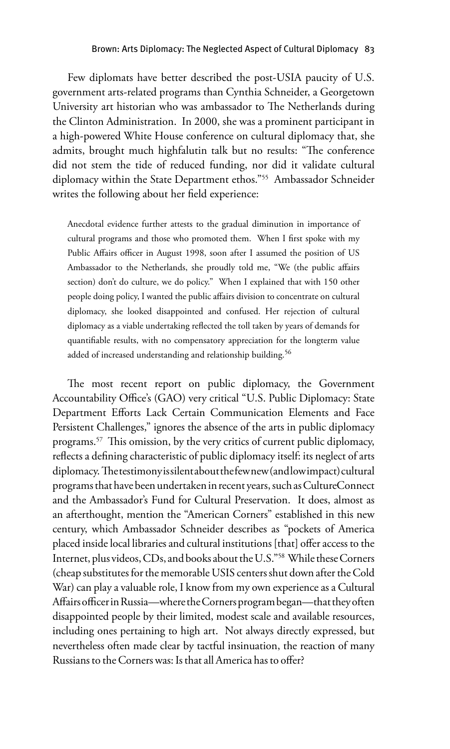Few diplomats have better described the post-USIA paucity of U.S. government arts-related programs than Cynthia Schneider, a Georgetown University art historian who was ambassador to The Netherlands during the Clinton Administration. In 2000, she was a prominent participant in a high-powered White House conference on cultural diplomacy that, she admits, brought much highfalutin talk but no results: "The conference did not stem the tide of reduced funding, nor did it validate cultural diplomacy within the State Department ethos."[55] Ambassador Schneider writes the following about her field experience:

> Anecdotal evidence further attests to the gradual diminution in importance of cultural programs and those who promoted them. When I first spoke with my Public Affairs officer in August 1998, soon after I assumed the position of US Ambassador to the Netherlands, she proudly told me, "We (the public affairs section) don't do culture, we do policy." When I explained that with 150 other people doing policy, I wanted the public affairs division to concentrate on cultural diplomacy, she looked disappointed and confused. Her rejection of cultural diplomacy as a viable undertaking reflected the toll taken by years of demands for quantifiable results, with no compensatory appreciation for the longterm value added of increased understanding and relationship building.[56]

The most recent report on public diplomacy, the Government Accountability Office's (GAO) very critical "U.S. Public Diplomacy: State Department Efforts Lack Certain Communication Elements and Face Persistent Challenges," ignores the absence of the arts in public diplomacy programs.[57] This omission, by the very critics of current public diplomacy, reflects a defining characteristic of public diplomacy itself: its neglect of arts diplomacy. The testimony is silent about the few new (and low impact) cultural programs that have been undertaken in recent years, such as CultureConnect and the Ambassador's Fund for Cultural Preservation. It does, almost as an afterthought, mention the "American Corners" established in this new century, which Ambassador Schneider describes as "pockets of America placed inside local libraries and cultural institutions [that] offer access to the Internet, plus videos, CDs, and books about the U.S."[58] While these Corners (cheap substitutes for the memorable USIS centers shut down after the Cold War) can play a valuable role, I know from my own experience as a Cultural Affairs officer in Russia—where the Corners program began—that they often disappointed people by their limited, modest scale and available resources, including ones pertaining to high art. Not always directly expressed, but nevertheless often made clear by tactful insinuation, the reaction of many Russians to the Corners was: Is that all America has to offer?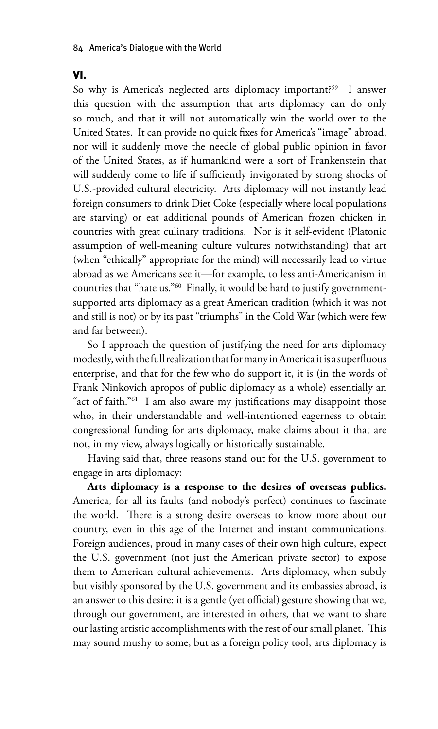## VI.

So why is America's neglected arts diplomacy important?[59] I answer this question with the assumption that arts diplomacy can do only so much, and that it will not automatically win the world over to the United States. It can provide no quick fixes for America's "image" abroad, nor will it suddenly move the needle of global public opinion in favor of the United States, as if humankind were a sort of Frankenstein that will suddenly come to life if sufficiently invigorated by strong shocks of U.S.-provided cultural electricity. Arts diplomacy will not instantly lead foreign consumers to drink Diet Coke (especially where local populations are starving) or eat additional pounds of American frozen chicken in countries with great culinary traditions. Nor is it self-evident (Platonic assumption of well-meaning culture vultures notwithstanding) that art (when "ethically" appropriate for the mind) will necessarily lead to virtue abroad as we Americans see it—for example, to less anti-Americanism in countries that "hate us."[60] Finally, it would be hard to justify government-supported arts diplomacy as a great American tradition (which it was not and still is not) or by its past "triumphs" in the Cold War (which were few and far between).

So I approach the question of justifying the need for arts diplomacy modestly, with the full realization that for many in America it is a superfluous enterprise, and that for the few who do support it, it is (in the words of Frank Ninkovich apropos of public diplomacy as a whole) essentially an "act of faith."[61] I am also aware my justifications may disappoint those who, in their understandable and well-intentioned eagerness to obtain congressional funding for arts diplomacy, make claims about it that are not, in my view, always logically or historically sustainable.

Having said that, three reasons stand out for the U.S. government to engage in arts diplomacy:

**Arts diplomacy is a response to the desires of overseas publics.** America, for all its faults (and nobody's perfect) continues to fascinate the world. There is a strong desire overseas to know more about our country, even in this age of the Internet and instant communications. Foreign audiences, proud in many cases of their own high culture, expect the U.S. government (not just the American private sector) to expose them to American cultural achievements. Arts diplomacy, when subtly but visibly sponsored by the U.S. government and its embassies abroad, is an answer to this desire: it is a gentle (yet official) gesture showing that we, through our government, are interested in others, that we want to share our lasting artistic accomplishments with the rest of our small planet. This may sound mushy to some, but as a foreign policy tool, arts diplomacy is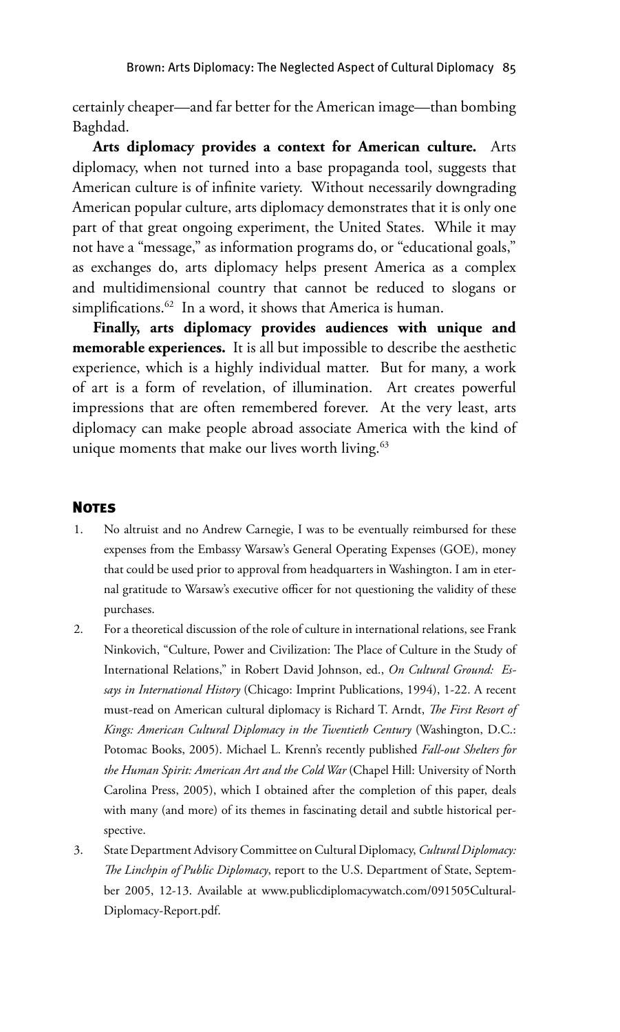certainly cheaper—and far better for the American image—than bombing Baghdad.

**Arts diplomacy provides a context for American culture.** Arts diplomacy, when not turned into a base propaganda tool, suggests that American culture is of infinite variety. Without necessarily downgrading American popular culture, arts diplomacy demonstrates that it is only one part of that great ongoing experiment, the United States. While it may not have a "message," as information programs do, or "educational goals," as exchanges do, arts diplomacy helps present America as a complex and multidimensional country that cannot be reduced to slogans or simplifications.[62] In a word, it shows that America is human.

**Finally, arts diplomacy provides audiences with unique and memorable experiences.** It is all but impossible to describe the aesthetic experience, which is a highly individual matter. But for many, a work of art is a form of revelation, of illumination. Art creates powerful impressions that are often remembered forever. At the very least, arts diplomacy can make people abroad associate America with the kind of unique moments that make our lives worth living.[63]

## Notes

1. No altruist and no Andrew Carnegie, I was to be eventually reimbursed for these expenses from the Embassy Warsaw's General Operating Expenses (GOE), money that could be used prior to approval from headquarters in Washington. I am in eternal gratitude to Warsaw's executive officer for not questioning the validity of these purchases.
2. For a theoretical discussion of the role of culture in international relations, see Frank Ninkovich, "Culture, Power and Civilization: The Place of Culture in the Study of International Relations," in Robert David Johnson, ed., *On Cultural Ground: Essays in International History* (Chicago: Imprint Publications, 1994), 1-22. A recent must-read on American cultural diplomacy is Richard T. Arndt, *The First Resort of Kings: American Cultural Diplomacy in the Twentieth Century* (Washington, D.C.: Potomac Books, 2005). Michael L. Krenn's recently published *Fall-out Shelters for the Human Spirit: American Art and the Cold War* (Chapel Hill: University of North Carolina Press, 2005), which I obtained after the completion of this paper, deals with many (and more) of its themes in fascinating detail and subtle historical perspective.
3. State Department Advisory Committee on Cultural Diplomacy, *Cultural Diplomacy: The Linchpin of Public Diplomacy*, report to the U.S. Department of State, September 2005, 12-13. Available at www.publicdiplomacywatch.com/091505Cultural-Diplomacy-Report.pdf.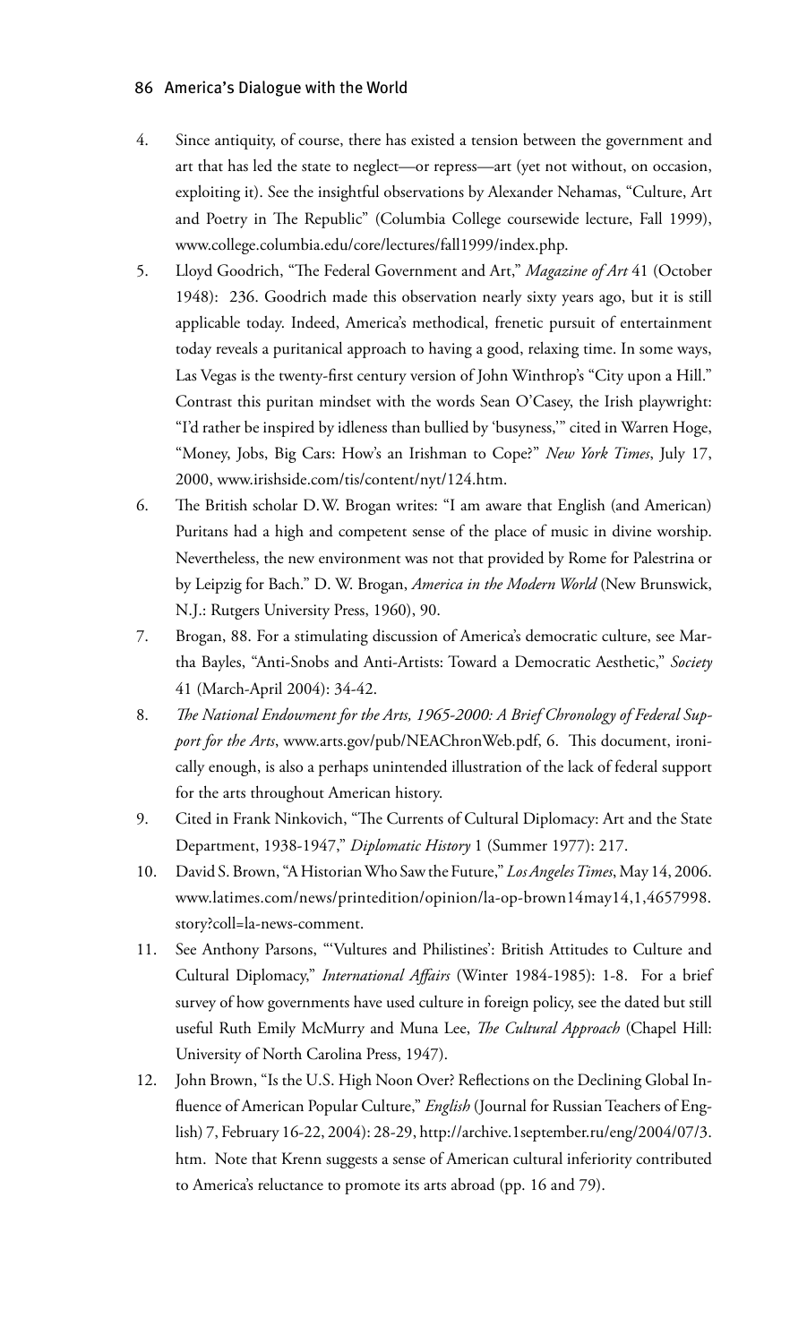4. Since antiquity, of course, there has existed a tension between the government and art that has led the state to neglect—or repress—art (yet not without, on occasion, exploiting it). See the insightful observations by Alexander Nehamas, "Culture, Art and Poetry in The Republic" (Columbia College coursewide lecture, Fall 1999), www.college.columbia.edu/core/lectures/fall1999/index.php.

5. Lloyd Goodrich, "The Federal Government and Art," *Magazine of Art* 41 (October 1948): 236. Goodrich made this observation nearly sixty years ago, but it is still applicable today. Indeed, America's methodical, frenetic pursuit of entertainment today reveals a puritanical approach to having a good, relaxing time. In some ways, Las Vegas is the twenty-first century version of John Winthrop's "City upon a Hill." Contrast this puritan mindset with the words Sean O'Casey, the Irish playwright: "I'd rather be inspired by idleness than bullied by 'busyness,'" cited in Warren Hoge, "Money, Jobs, Big Cars: How's an Irishman to Cope?" *New York Times*, July 17, 2000, www.irishside.com/tis/content/nyt/124.htm.

6. The British scholar D.W. Brogan writes: "I am aware that English (and American) Puritans had a high and competent sense of the place of music in divine worship. Nevertheless, the new environment was not that provided by Rome for Palestrina or by Leipzig for Bach." D. W. Brogan, *America in the Modern World* (New Brunswick, N.J.: Rutgers University Press, 1960), 90.

7. Brogan, 88. For a stimulating discussion of America's democratic culture, see Martha Bayles, "Anti-Snobs and Anti-Artists: Toward a Democratic Aesthetic," *Society* 41 (March-April 2004): 34-42.

8. *The National Endowment for the Arts, 1965-2000: A Brief Chronology of Federal Support for the Arts*, www.arts.gov/pub/NEAChronWeb.pdf, 6. This document, ironically enough, is also a perhaps unintended illustration of the lack of federal support for the arts throughout American history.

9. Cited in Frank Ninkovich, "The Currents of Cultural Diplomacy: Art and the State Department, 1938-1947," *Diplomatic History* 1 (Summer 1977): 217.

10. David S. Brown, "A Historian Who Saw the Future," *Los Angeles Times*, May 14, 2006. www.latimes.com/news/printedition/opinion/la-op-brown14may14,1,4657998.story?coll=la-news-comment.

11. See Anthony Parsons, "'Vultures and Philistines': British Attitudes to Culture and Cultural Diplomacy," *International Affairs* (Winter 1984-1985): 1-8. For a brief survey of how governments have used culture in foreign policy, see the dated but still useful Ruth Emily McMurry and Muna Lee, *The Cultural Approach* (Chapel Hill: University of North Carolina Press, 1947).

12. John Brown, "Is the U.S. High Noon Over? Reflections on the Declining Global Influence of American Popular Culture," *English* (Journal for Russian Teachers of English) 7, February 16-22, 2004): 28-29, http://archive.1september.ru/eng/2004/07/3.htm. Note that Krenn suggests a sense of American cultural inferiority contributed to America's reluctance to promote its arts abroad (pp. 16 and 79).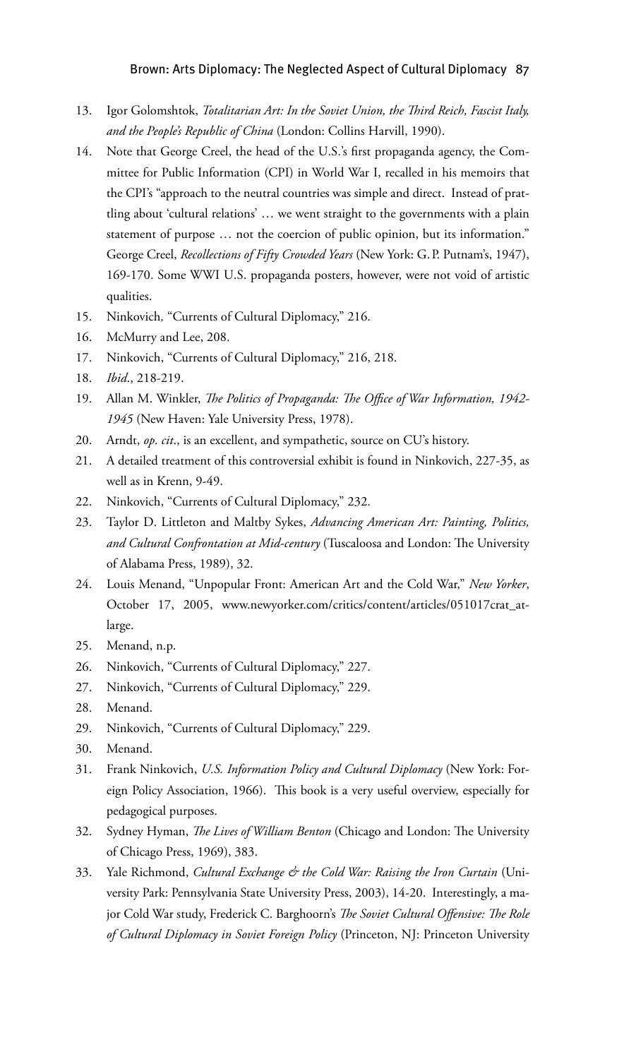13. Igor Golomshtok, *Totalitarian Art: In the Soviet Union, the Third Reich, Fascist Italy, and the People's Republic of China* (London: Collins Harvill, 1990).
14. Note that George Creel, the head of the U.S.'s first propaganda agency, the Committee for Public Information (CPI) in World War I, recalled in his memoirs that the CPI's "approach to the neutral countries was simple and direct. Instead of prattling about 'cultural relations' … we went straight to the governments with a plain statement of purpose … not the coercion of public opinion, but its information." George Creel, *Recollections of Fifty Crowded Years* (New York: G. P. Putnam's, 1947), 169-170. Some WWI U.S. propaganda posters, however, were not void of artistic qualities.
15. Ninkovich*,* "Currents of Cultural Diplomacy," 216.
16. McMurry and Lee, 208.
17. Ninkovich, "Currents of Cultural Diplomacy," 216, 218.
18. *Ibid*., 218-219.
19. Allan M. Winkler, *The Politics of Propaganda: The Office of War Information, 1942-1945* (New Haven: Yale University Press, 1978).
20. Arndt, *op. cit*., is an excellent, and sympathetic, source on CU's history.
21. A detailed treatment of this controversial exhibit is found in Ninkovich, 227-35, as well as in Krenn, 9-49.
22. Ninkovich, "Currents of Cultural Diplomacy," 232.
23. Taylor D. Littleton and Maltby Sykes, *Advancing American Art: Painting, Politics, and Cultural Confrontation at Mid-century* (Tuscaloosa and London: The University of Alabama Press, 1989), 32.
24. Louis Menand, "Unpopular Front: American Art and the Cold War," *New Yorker*, October 17, 2005, www.newyorker.com/critics/content/articles/051017crat_atlarge.
25. Menand, n.p.
26. Ninkovich, "Currents of Cultural Diplomacy," 227.
27. Ninkovich, "Currents of Cultural Diplomacy," 229.
28. Menand.
29. Ninkovich, "Currents of Cultural Diplomacy," 229.
30. Menand.
31. Frank Ninkovich, *U.S. Information Policy and Cultural Diplomacy* (New York: Foreign Policy Association, 1966). This book is a very useful overview, especially for pedagogical purposes.
32. Sydney Hyman, *The Lives of William Benton* (Chicago and London: The University of Chicago Press, 1969), 383.
33. Yale Richmond, *Cultural Exchange & the Cold War: Raising the Iron Curtain* (University Park: Pennsylvania State University Press, 2003), 14-20. Interestingly, a major Cold War study, Frederick C. Barghoorn's *The Soviet Cultural Offensive: The Role of Cultural Diplomacy in Soviet Foreign Policy* (Princeton, NJ: Princeton University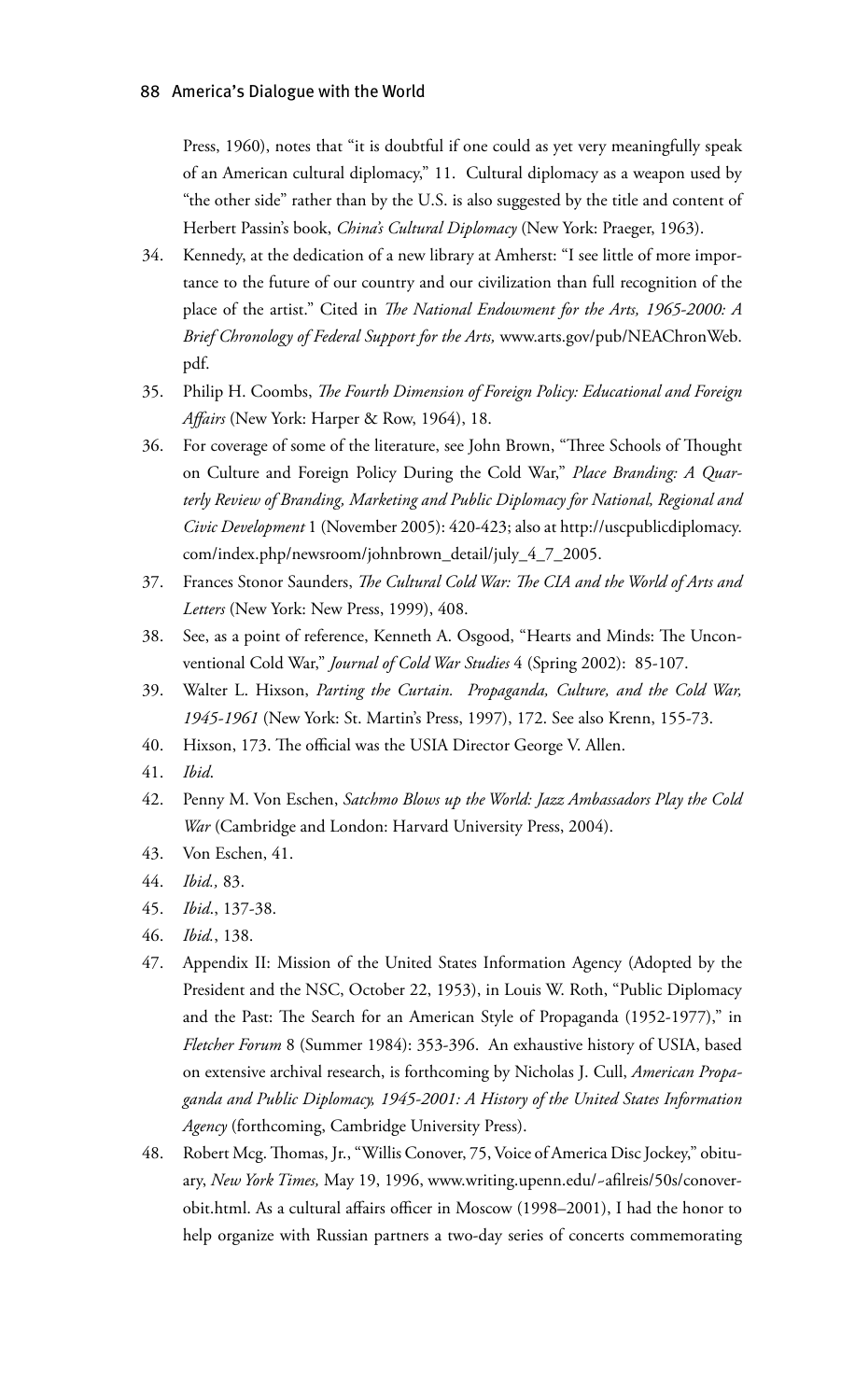Press, 1960), notes that "it is doubtful if one could as yet very meaningfully speak of an American cultural diplomacy," 11. Cultural diplomacy as a weapon used by "the other side" rather than by the U.S. is also suggested by the title and content of Herbert Passin's book, *China's Cultural Diplomacy* (New York: Praeger, 1963).

34. Kennedy, at the dedication of a new library at Amherst: "I see little of more importance to the future of our country and our civilization than full recognition of the place of the artist." Cited in *The National Endowment for the Arts, 1965-2000: A Brief Chronology of Federal Support for the Arts,* www.arts.gov/pub/NEAChronWeb.pdf.
35. Philip H. Coombs, *The Fourth Dimension of Foreign Policy: Educational and Foreign Affairs* (New York: Harper & Row, 1964), 18.
36. For coverage of some of the literature, see John Brown, "Three Schools of Thought on Culture and Foreign Policy During the Cold War," *Place Branding: A Quarterly Review of Branding, Marketing and Public Diplomacy for National, Regional and Civic Development* 1 (November 2005): 420-423; also at http://uscpublicdiplomacy.com/index.php/newsroom/johnbrown_detail/july_4_7_2005.
37. Frances Stonor Saunders, *The Cultural Cold War: The CIA and the World of Arts and Letters* (New York: New Press, 1999), 408.
38. See, as a point of reference, Kenneth A. Osgood, "Hearts and Minds: The Unconventional Cold War," *Journal of Cold War Studies* 4 (Spring 2002): 85-107.
39. Walter L. Hixson, *Parting the Curtain. Propaganda, Culture, and the Cold War, 1945-1961* (New York: St. Martin's Press, 1997), 172. See also Krenn, 155-73.
40. Hixson, 173. The official was the USIA Director George V. Allen.
41. *Ibid*.
42. Penny M. Von Eschen, *Satchmo Blows up the World: Jazz Ambassadors Play the Cold War* (Cambridge and London: Harvard University Press, 2004).
43. Von Eschen, 41.
44. *Ibid.,* 83.
45. *Ibid*., 137-38.
46. *Ibid.*, 138.
47. Appendix II: Mission of the United States Information Agency (Adopted by the President and the NSC, October 22, 1953), in Louis W. Roth, "Public Diplomacy and the Past: The Search for an American Style of Propaganda (1952-1977)," in *Fletcher Forum* 8 (Summer 1984): 353-396. An exhaustive history of USIA, based on extensive archival research, is forthcoming by Nicholas J. Cull, *American Propaganda and Public Diplomacy, 1945-2001: A History of the United States Information Agency* (forthcoming, Cambridge University Press).
48. Robert Mcg. Thomas, Jr., "Willis Conover, 75, Voice of America Disc Jockey," obituary, *New York Times,* May 19, 1996, www.writing.upenn.edu/~afilreis/50s/conover-obit.html. As a cultural affairs officer in Moscow (1998–2001), I had the honor to help organize with Russian partners a two-day series of concerts commemorating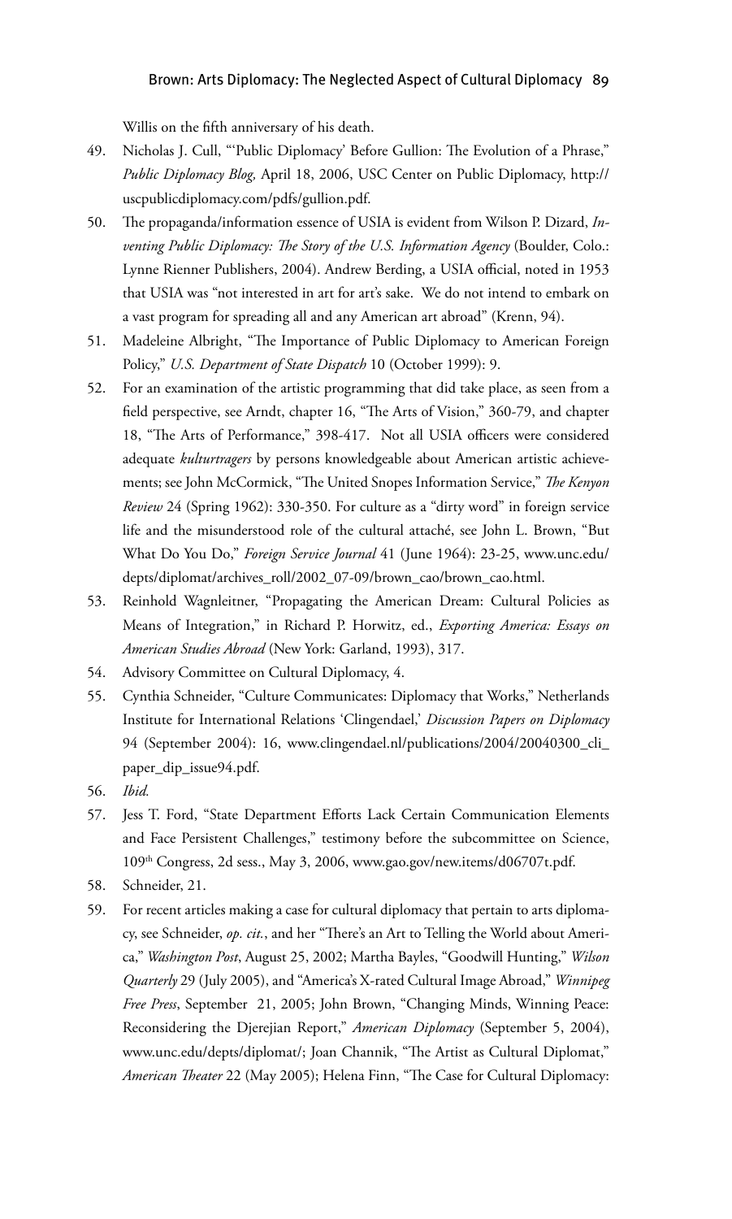Willis on the fifth anniversary of his death.

49. Nicholas J. Cull, "'Public Diplomacy' Before Gullion: The Evolution of a Phrase," *Public Diplomacy Blog,* April 18, 2006, USC Center on Public Diplomacy, http://uscpublicdiplomacy.com/pdfs/gullion.pdf.
50. The propaganda/information essence of USIA is evident from Wilson P. Dizard, *Inventing Public Diplomacy: The Story of the U.S. Information Agency* (Boulder, Colo.: Lynne Rienner Publishers, 2004). Andrew Berding, a USIA official, noted in 1953 that USIA was "not interested in art for art's sake. We do not intend to embark on a vast program for spreading all and any American art abroad" (Krenn, 94).
51. Madeleine Albright, "The Importance of Public Diplomacy to American Foreign Policy," *U.S. Department of State Dispatch* 10 (October 1999): 9.
52. For an examination of the artistic programming that did take place, as seen from a field perspective, see Arndt, chapter 16, "The Arts of Vision," 360-79, and chapter 18, "The Arts of Performance," 398-417. Not all USIA officers were considered adequate *kulturtragers* by persons knowledgeable about American artistic achievements; see John McCormick, "The United Snopes Information Service," *The Kenyon Review* 24 (Spring 1962): 330-350. For culture as a "dirty word" in foreign service life and the misunderstood role of the cultural attaché, see John L. Brown, "But What Do You Do," *Foreign Service Journal* 41 (June 1964): 23-25, www.unc.edu/depts/diplomat/archives_roll/2002_07-09/brown_cao/brown_cao.html.
53. Reinhold Wagnleitner, "Propagating the American Dream: Cultural Policies as Means of Integration," in Richard P. Horwitz, ed., *Exporting America: Essays on American Studies Abroad* (New York: Garland, 1993), 317.
54. Advisory Committee on Cultural Diplomacy, 4.
55. Cynthia Schneider, "Culture Communicates: Diplomacy that Works," Netherlands Institute for International Relations 'Clingendael,' *Discussion Papers on Diplomacy* 94 (September 2004): 16, www.clingendael.nl/publications/2004/20040300_cli_paper_dip_issue94.pdf.
56. *Ibid.*
57. Jess T. Ford, "State Department Efforts Lack Certain Communication Elements and Face Persistent Challenges," testimony before the subcommittee on Science, 109th Congress, 2d sess., May 3, 2006, www.gao.gov/new.items/d06707t.pdf.
58. Schneider, 21.
59. For recent articles making a case for cultural diplomacy that pertain to arts diplomacy, see Schneider, *op. cit.*, and her "There's an Art to Telling the World about America," *Washington Post*, August 25, 2002; Martha Bayles, "Goodwill Hunting," *Wilson Quarterly* 29 (July 2005), and "America's X-rated Cultural Image Abroad," *Winnipeg Free Press*, September 21, 2005; John Brown, "Changing Minds, Winning Peace: Reconsidering the Djerejian Report," *American Diplomacy* (September 5, 2004), www.unc.edu/depts/diplomat/; Joan Channik, "The Artist as Cultural Diplomat," *American Theater* 22 (May 2005); Helena Finn, "The Case for Cultural Diplomacy: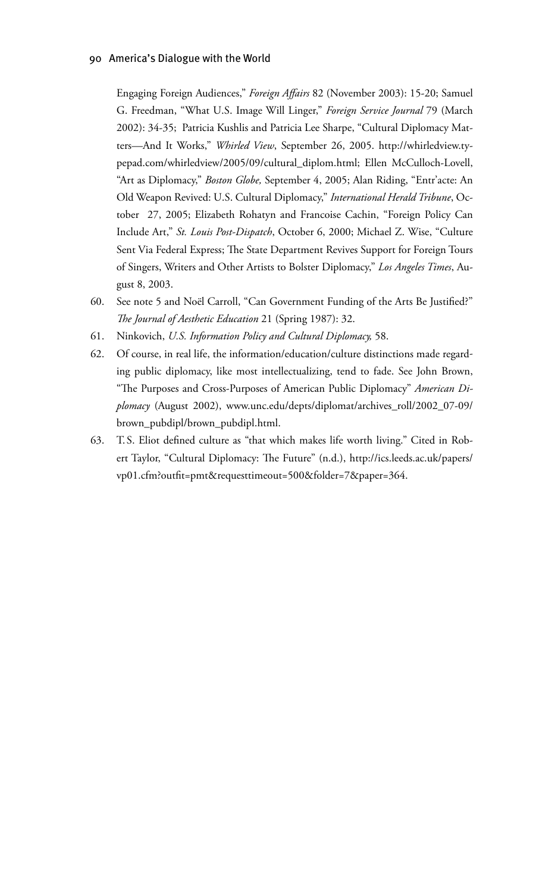Engaging Foreign Audiences," *Foreign Affairs* 82 (November 2003): 15-20; Samuel G. Freedman, "What U.S. Image Will Linger," *Foreign Service Journal* 79 (March 2002): 34-35; Patricia Kushlis and Patricia Lee Sharpe, "Cultural Diplomacy Matters—And It Works," *Whirled View*, September 26, 2005. http://whirledview.typepad.com/whirledview/2005/09/cultural_diplom.html; Ellen McCulloch-Lovell, "Art as Diplomacy," *Boston Globe,* September 4, 2005; Alan Riding, "Entr'acte: An Old Weapon Revived: U.S. Cultural Diplomacy," *International Herald Tribune*, October 27, 2005; Elizabeth Rohatyn and Francoise Cachin, "Foreign Policy Can Include Art," *St. Louis Post-Dispatch*, October 6, 2000; Michael Z. Wise, "Culture Sent Via Federal Express; The State Department Revives Support for Foreign Tours of Singers, Writers and Other Artists to Bolster Diplomacy," *Los Angeles Times*, August 8, 2003.

60. See note 5 and Noël Carroll, "Can Government Funding of the Arts Be Justified?" *The Journal of Aesthetic Education* 21 (Spring 1987): 32.
61. Ninkovich, *U.S. Information Policy and Cultural Diplomacy,* 58.
62. Of course, in real life, the information/education/culture distinctions made regarding public diplomacy, like most intellectualizing, tend to fade. See John Brown, "The Purposes and Cross-Purposes of American Public Diplomacy" *American Diplomacy* (August 2002), www.unc.edu/depts/diplomat/archives_roll/2002_07-09/brown_pubdipl/brown_pubdipl.html.
63. T.S. Eliot defined culture as "that which makes life worth living." Cited in Robert Taylor, "Cultural Diplomacy: The Future" (n.d.), http://ics.leeds.ac.uk/papers/vp01.cfm?outfit=pmt&requesttimeout=500&folder=7&paper=364.